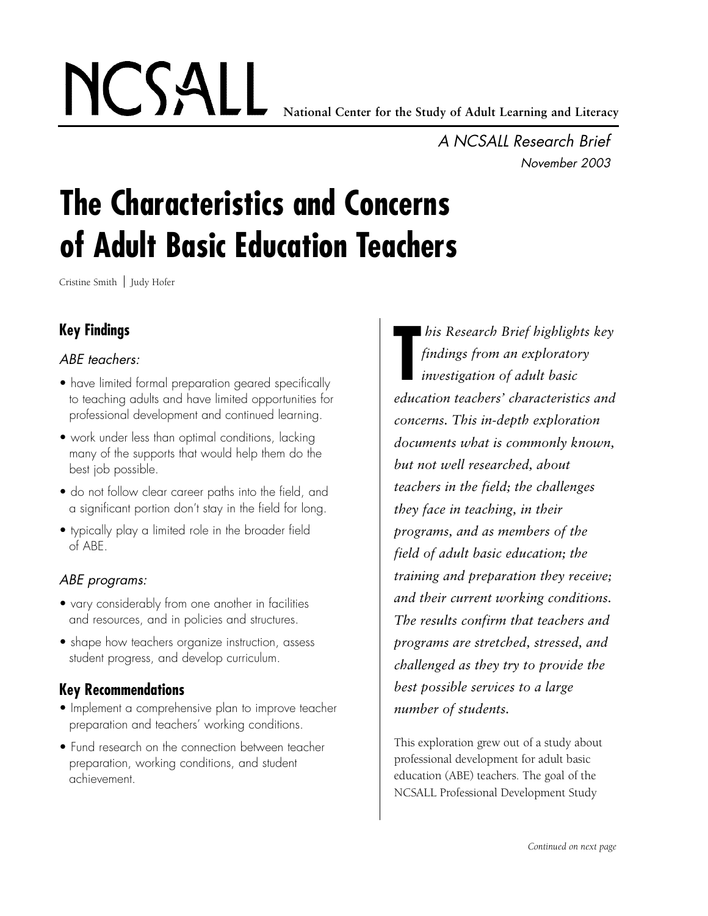NCSALL **National Center for the Study of Adult Learning and Literacy**

*A NCSALL Research Brief*
*November 2003*

# The Characteristics and Concerns of Adult Basic Education Teachers

Cristine Smith | Judy Hofer

## Key Findings

*ABE teachers:*

- have limited formal preparation geared specifically to teaching adults and have limited opportunities for professional development and continued learning.
- work under less than optimal conditions, lacking many of the supports that would help them do the best job possible.
- do not follow clear career paths into the field, and a significant portion don't stay in the field for long.
- typically play a limited role in the broader field of ABE.

*ABE programs:*

- vary considerably from one another in facilities and resources, and in policies and structures.
- shape how teachers organize instruction, assess student progress, and develop curriculum.

## Key Recommendations

- Implement a comprehensive plan to improve teacher preparation and teachers' working conditions.
- Fund research on the connection between teacher preparation, working conditions, and student achievement.

*This Research Brief highlights key findings from an exploratory investigation of adult basic education teachers' characteristics and concerns. This in-depth exploration documents what is commonly known, but not well researched, about teachers in the field; the challenges they face in teaching, in their programs, and as members of the field of adult basic education; the training and preparation they receive; and their current working conditions. The results confirm that teachers and programs are stretched, stressed, and challenged as they try to provide the best possible services to a large number of students.*

This exploration grew out of a study about professional development for adult basic education (ABE) teachers. The goal of the NCSALL Professional Development Study

*Continued on next page*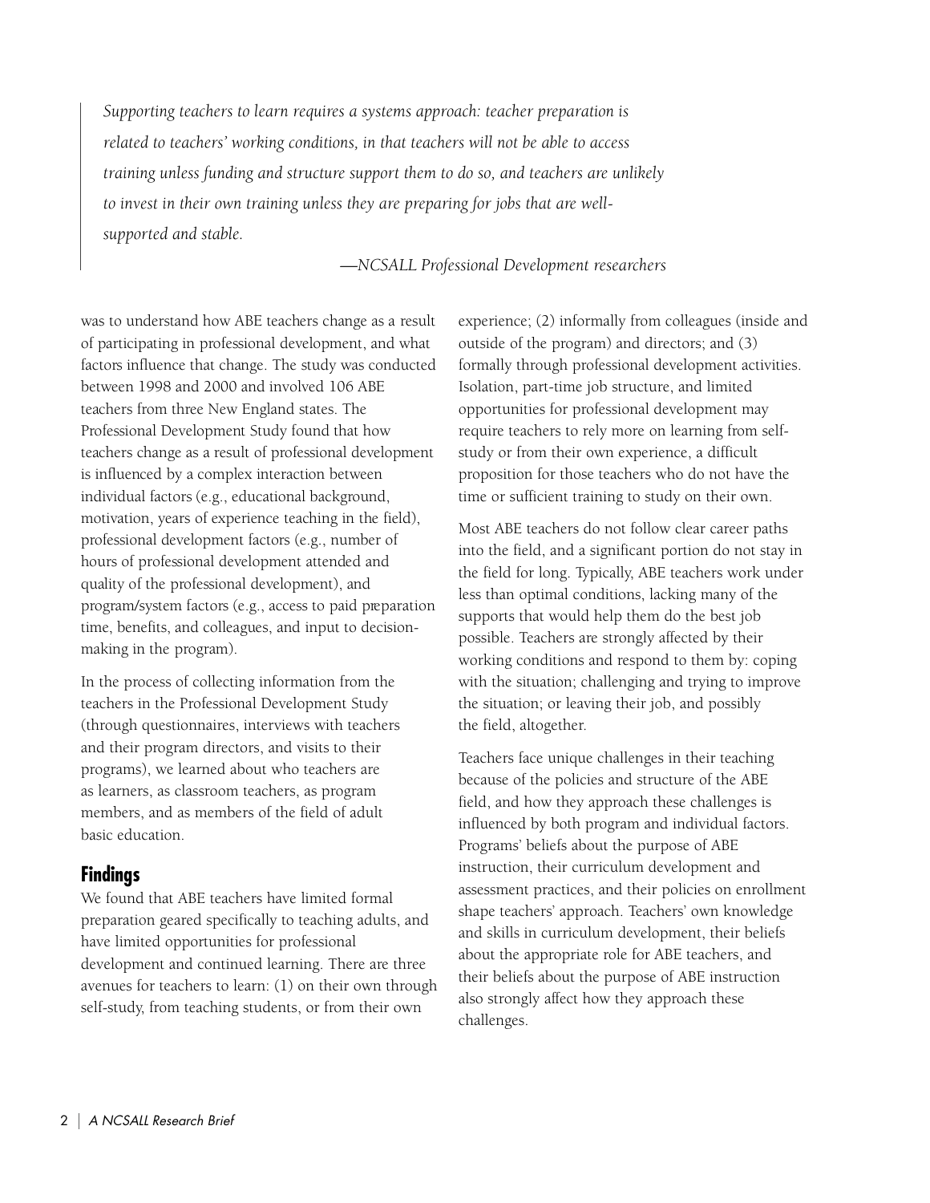> *Supporting teachers to learn requires a systems approach: teacher preparation is related to teachers' working conditions, in that teachers will not be able to access training unless funding and structure support them to do so, and teachers are unlikely to invest in their own training unless they are preparing for jobs that are well-supported and stable.*
>
> *—NCSALL Professional Development researchers*

was to understand how ABE teachers change as a result of participating in professional development, and what factors influence that change. The study was conducted between 1998 and 2000 and involved 106 ABE teachers from three New England states. The Professional Development Study found that how teachers change as a result of professional development is influenced by a complex interaction between individual factors (e.g., educational background, motivation, years of experience teaching in the field), professional development factors (e.g., number of hours of professional development attended and quality of the professional development), and program/system factors (e.g., access to paid preparation time, benefits, and colleagues, and input to decision-making in the program).

In the process of collecting information from the teachers in the Professional Development Study (through questionnaires, interviews with teachers and their program directors, and visits to their programs), we learned about who teachers are as learners, as classroom teachers, as program members, and as members of the field of adult basic education.

## Findings

We found that ABE teachers have limited formal preparation geared specifically to teaching adults, and have limited opportunities for professional development and continued learning. There are three avenues for teachers to learn: (1) on their own through self-study, from teaching students, or from their own experience; (2) informally from colleagues (inside and outside of the program) and directors; and (3) formally through professional development activities. Isolation, part-time job structure, and limited opportunities for professional development may require teachers to rely more on learning from self-study or from their own experience, a difficult proposition for those teachers who do not have the time or sufficient training to study on their own.

Most ABE teachers do not follow clear career paths into the field, and a significant portion do not stay in the field for long. Typically, ABE teachers work under less than optimal conditions, lacking many of the supports that would help them do the best job possible. Teachers are strongly affected by their working conditions and respond to them by: coping with the situation; challenging and trying to improve the situation; or leaving their job, and possibly the field, altogether.

Teachers face unique challenges in their teaching because of the policies and structure of the ABE field, and how they approach these challenges is influenced by both program and individual factors. Programs' beliefs about the purpose of ABE instruction, their curriculum development and assessment practices, and their policies on enrollment shape teachers' approach. Teachers' own knowledge and skills in curriculum development, their beliefs about the appropriate role for ABE teachers, and their beliefs about the purpose of ABE instruction also strongly affect how they approach these challenges.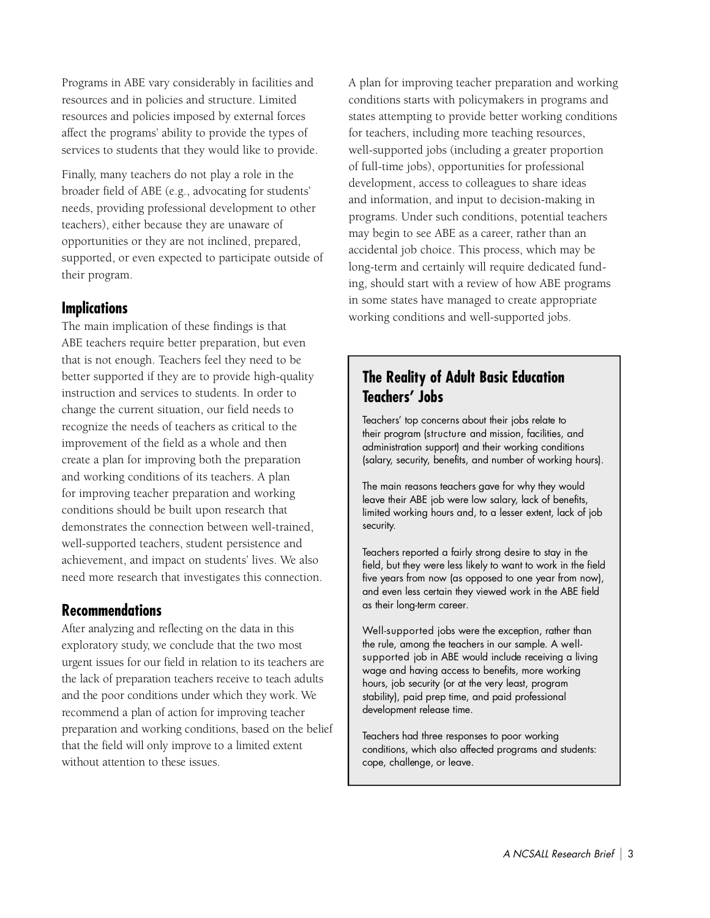Programs in ABE vary considerably in facilities and resources and in policies and structure. Limited resources and policies imposed by external forces affect the programs' ability to provide the types of services to students that they would like to provide.

Finally, many teachers do not play a role in the broader field of ABE (e.g., advocating for students' needs, providing professional development to other teachers), either because they are unaware of opportunities or they are not inclined, prepared, supported, or even expected to participate outside of their program.

## Implications

The main implication of these findings is that ABE teachers require better preparation, but even that is not enough. Teachers feel they need to be better supported if they are to provide high-quality instruction and services to students. In order to change the current situation, our field needs to recognize the needs of teachers as critical to the improvement of the field as a whole and then create a plan for improving both the preparation and working conditions of its teachers. A plan for improving teacher preparation and working conditions should be built upon research that demonstrates the connection between well-trained, well-supported teachers, student persistence and achievement, and impact on students' lives. We also need more research that investigates this connection.

## Recommendations

After analyzing and reflecting on the data in this exploratory study, we conclude that the two most urgent issues for our field in relation to its teachers are the lack of preparation teachers receive to teach adults and the poor conditions under which they work. We recommend a plan of action for improving teacher preparation and working conditions, based on the belief that the field will only improve to a limited extent without attention to these issues.

A plan for improving teacher preparation and working conditions starts with policymakers in programs and states attempting to provide better working conditions for teachers, including more teaching resources, well-supported jobs (including a greater proportion of full-time jobs), opportunities for professional development, access to colleagues to share ideas and information, and input to decision-making in programs. Under such conditions, potential teachers may begin to see ABE as a career, rather than an accidental job choice. This process, which may be long-term and certainly will require dedicated funding, should start with a review of how ABE programs in some states have managed to create appropriate working conditions and well-supported jobs.

### The Reality of Adult Basic Education Teachers' Jobs

Teachers' top concerns about their jobs relate to their program (structure and mission, facilities, and administration support) and their working conditions (salary, security, benefits, and number of working hours).

The main reasons teachers gave for why they would leave their ABE job were low salary, lack of benefits, limited working hours and, to a lesser extent, lack of job security.

Teachers reported a fairly strong desire to stay in the field, but they were less likely to want to work in the field five years from now (as opposed to one year from now), and even less certain they viewed work in the ABE field as their long-term career.

Well-supported jobs were the exception, rather than the rule, among the teachers in our sample. A well-supported job in ABE would include receiving a living wage and having access to benefits, more working hours, job security (or at the very least, program stability), paid prep time, and paid professional development release time.

Teachers had three responses to poor working conditions, which also affected programs and students: cope, challenge, or leave.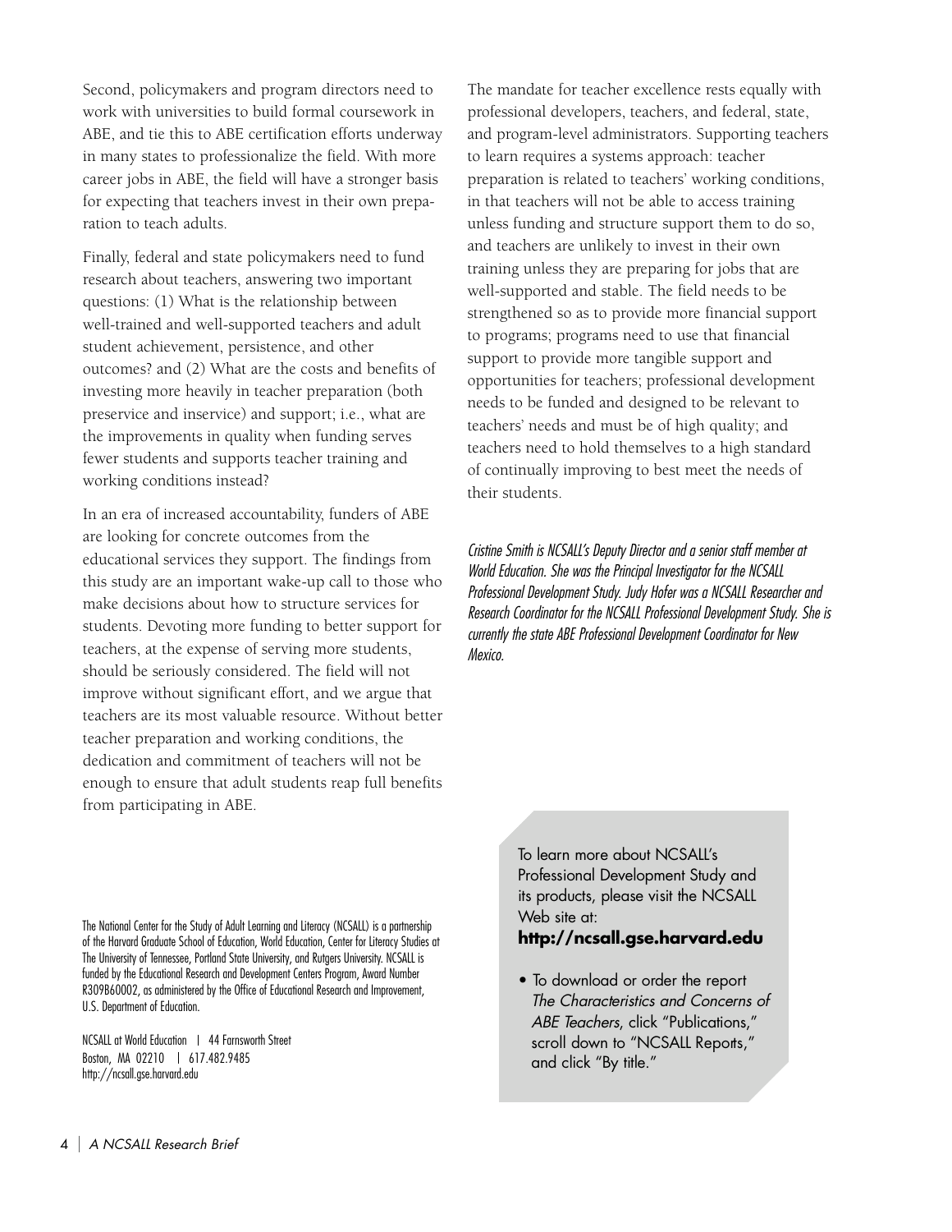Second, policymakers and program directors need to work with universities to build formal coursework in ABE, and tie this to ABE certification efforts underway in many states to professionalize the field. With more career jobs in ABE, the field will have a stronger basis for expecting that teachers invest in their own preparation to teach adults.

Finally, federal and state policymakers need to fund research about teachers, answering two important questions: (1) What is the relationship between well-trained and well-supported teachers and adult student achievement, persistence, and other outcomes? and (2) What are the costs and benefits of investing more heavily in teacher preparation (both preservice and inservice) and support; i.e., what are the improvements in quality when funding serves fewer students and supports teacher training and working conditions instead?

In an era of increased accountability, funders of ABE are looking for concrete outcomes from the educational services they support. The findings from this study are an important wake-up call to those who make decisions about how to structure services for students. Devoting more funding to better support for teachers, at the expense of serving more students, should be seriously considered. The field will not improve without significant effort, and we argue that teachers are its most valuable resource. Without better teacher preparation and working conditions, the dedication and commitment of teachers will not be enough to ensure that adult students reap full benefits from participating in ABE.

The mandate for teacher excellence rests equally with professional developers, teachers, and federal, state, and program-level administrators. Supporting teachers to learn requires a systems approach: teacher preparation is related to teachers' working conditions, in that teachers will not be able to access training unless funding and structure support them to do so, and teachers are unlikely to invest in their own training unless they are preparing for jobs that are well-supported and stable. The field needs to be strengthened so as to provide more financial support to programs; programs need to use that financial support to provide more tangible support and opportunities for teachers; professional development needs to be funded and designed to be relevant to teachers' needs and must be of high quality; and teachers need to hold themselves to a high standard of continually improving to best meet the needs of their students.

*Cristine Smith is NCSALL's Deputy Director and a senior staff member at World Education. She was the Principal Investigator for the NCSALL Professional Development Study. Judy Hofer was a NCSALL Researcher and Research Coordinator for the NCSALL Professional Development Study. She is currently the state ABE Professional Development Coordinator for New Mexico.*

To learn more about NCSALL's Professional Development Study and its products, please visit the NCSALL Web site at:
**http://ncsall.gse.harvard.edu**

- To download or order the report *The Characteristics and Concerns of ABE Teachers*, click "Publications," scroll down to "NCSALL Reports," and click "By title."

The National Center for the Study of Adult Learning and Literacy (NCSALL) is a partnership of the Harvard Graduate School of Education, World Education, Center for Literacy Studies at The University of Tennessee, Portland State University, and Rutgers University. NCSALL is funded by the Educational Research and Development Centers Program, Award Number R309B60002, as administered by the Office of Educational Research and Improvement, U.S. Department of Education.

NCSALL at World Education | 44 Farnsworth Street
Boston, MA 02210 | 617.482.9485
http://ncsall.gse.harvard.edu